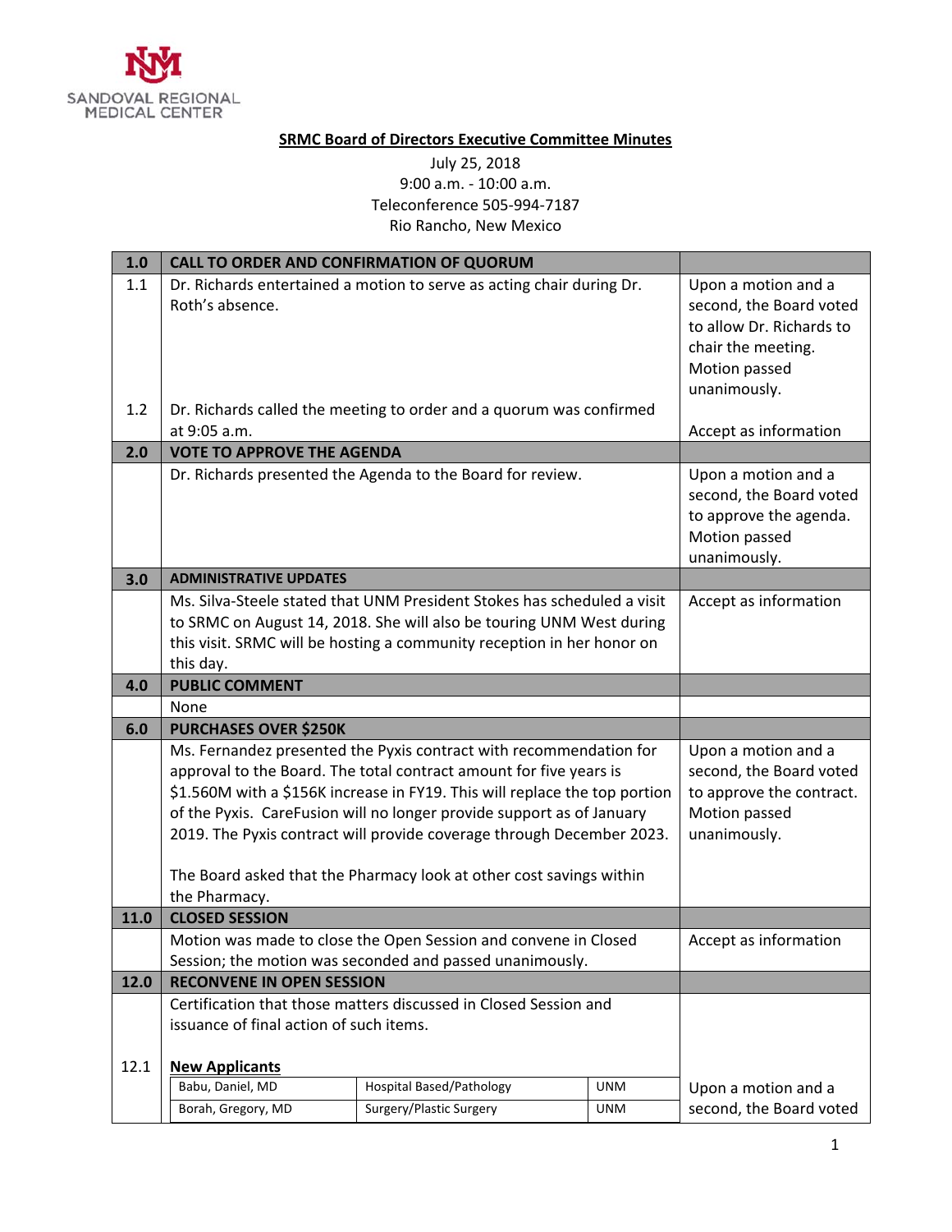SANDOVAL REGIONAL MEDICAL CENTER

**SRMC Board of Directors Executive Committee Minutes**

July 25, 2018
9:00 a.m. - 10:00 a.m.
Teleconference 505-994-7187
Rio Rancho, New Mexico

| | | |
|---|---|---|
| **1.0** | **CALL TO ORDER AND CONFIRMATION OF QUORUM** | |
| 1.1 | Dr. Richards entertained a motion to serve as acting chair during Dr. Roth's absence. | Upon a motion and a second, the Board voted to allow Dr. Richards to chair the meeting. Motion passed unanimously. |
| 1.2 | Dr. Richards called the meeting to order and a quorum was confirmed at 9:05 a.m. | Accept as information |
| **2.0** | **VOTE TO APPROVE THE AGENDA** | |
| | Dr. Richards presented the Agenda to the Board for review. | Upon a motion and a second, the Board voted to approve the agenda. Motion passed unanimously. |
| **3.0** | **ADMINISTRATIVE UPDATES** | |
| | Ms. Silva-Steele stated that UNM President Stokes has scheduled a visit to SRMC on August 14, 2018. She will also be touring UNM West during this visit. SRMC will be hosting a community reception in her honor on this day. | Accept as information |
| **4.0** | **PUBLIC COMMENT** | |
| | None | |
| **6.0** | **PURCHASES OVER $250K** | |
| | Ms. Fernandez presented the Pyxis contract with recommendation for approval to the Board. The total contract amount for five years is $1.560M with a $156K increase in FY19. This will replace the top portion of the Pyxis. CareFusion will no longer provide support as of January 2019. The Pyxis contract will provide coverage through December 2023.<br><br>The Board asked that the Pharmacy look at other cost savings within the Pharmacy. | Upon a motion and a second, the Board voted to approve the contract. Motion passed unanimously. |
| **11.0** | **CLOSED SESSION** | |
| | Motion was made to close the Open Session and convene in Closed Session; the motion was seconded and passed unanimously. | Accept as information |
| **12.0** | **RECONVENE IN OPEN SESSION** | |
| | Certification that those matters discussed in Closed Session and issuance of final action of such items. | |
| 12.1 | **New Applicants** | Upon a motion and a second, the Board voted |

| Name | Specialty | Affiliation |
|---|---|---|
| Babu, Daniel, MD | Hospital Based/Pathology | UNM |
| Borah, Gregory, MD | Surgery/Plastic Surgery | UNM |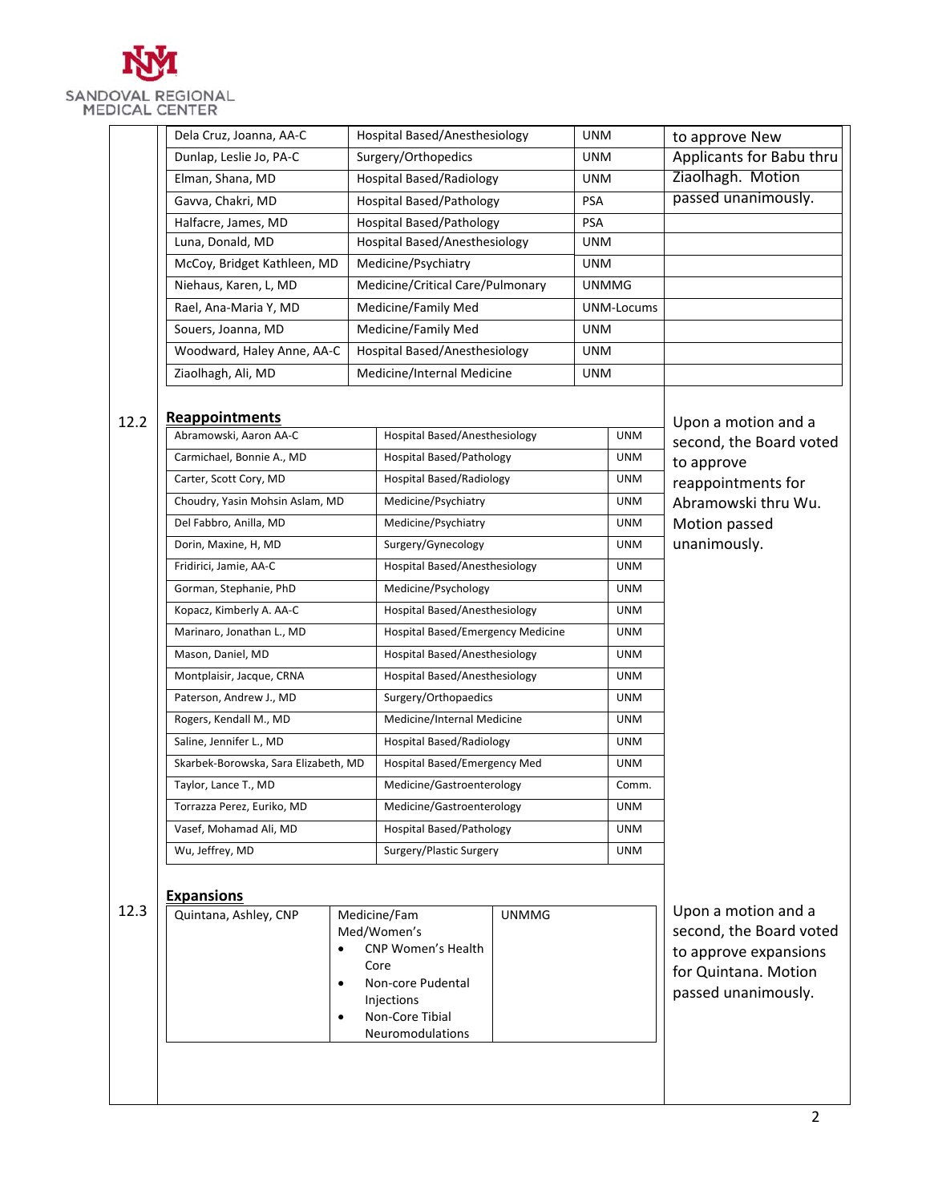| Name | Department | Group | Action |
|---|---|---|---|
| Dela Cruz, Joanna, AA-C | Hospital Based/Anesthesiology | UNM | to approve New Applicants for Babu thru Ziaolhagh. Motion passed unanimously. |
| Dunlap, Leslie Jo, PA-C | Surgery/Orthopedics | UNM | |
| Elman, Shana, MD | Hospital Based/Radiology | UNM | |
| Gavva, Chakri, MD | Hospital Based/Pathology | PSA | |
| Halfacre, James, MD | Hospital Based/Pathology | PSA | |
| Luna, Donald, MD | Hospital Based/Anesthesiology | UNM | |
| McCoy, Bridget Kathleen, MD | Medicine/Psychiatry | UNM | |
| Niehaus, Karen, L, MD | Medicine/Critical Care/Pulmonary | UNMMG | |
| Rael, Ana-Maria Y, MD | Medicine/Family Med | UNM-Locums | |
| Souers, Joanna, MD | Medicine/Family Med | UNM | |
| Woodward, Haley Anne, AA-C | Hospital Based/Anesthesiology | UNM | |
| Ziaolhagh, Ali, MD | Medicine/Internal Medicine | UNM | |

12.2 **Reappointments**

Upon a motion and a second, the Board voted to approve reappointments for Abramowski thru Wu. Motion passed unanimously.

| Name | Department | Group |
|---|---|---|
| Abramowski, Aaron AA-C | Hospital Based/Anesthesiology | UNM |
| Carmichael, Bonnie A., MD | Hospital Based/Pathology | UNM |
| Carter, Scott Cory, MD | Hospital Based/Radiology | UNM |
| Choudry, Yasin Mohsin Aslam, MD | Medicine/Psychiatry | UNM |
| Del Fabbro, Anilla, MD | Medicine/Psychiatry | UNM |
| Dorin, Maxine, H, MD | Surgery/Gynecology | UNM |
| Fridirici, Jamie, AA-C | Hospital Based/Anesthesiology | UNM |
| Gorman, Stephanie, PhD | Medicine/Psychology | UNM |
| Kopacz, Kimberly A. AA-C | Hospital Based/Anesthesiology | UNM |
| Marinaro, Jonathan L., MD | Hospital Based/Emergency Medicine | UNM |
| Mason, Daniel, MD | Hospital Based/Anesthesiology | UNM |
| Montplaisir, Jacque, CRNA | Hospital Based/Anesthesiology | UNM |
| Paterson, Andrew J., MD | Surgery/Orthopaedics | UNM |
| Rogers, Kendall M., MD | Medicine/Internal Medicine | UNM |
| Saline, Jennifer L., MD | Hospital Based/Radiology | UNM |
| Skarbek-Borowska, Sara Elizabeth, MD | Hospital Based/Emergency Med | UNM |
| Taylor, Lance T., MD | Medicine/Gastroenterology | Comm. |
| Torrazza Perez, Euriko, MD | Medicine/Gastroenterology | UNM |
| Vasef, Mohamad Ali, MD | Hospital Based/Pathology | UNM |
| Wu, Jeffrey, MD | Surgery/Plastic Surgery | UNM |

12.3 **Expansions**

Upon a motion and a second, the Board voted to approve expansions for Quintana. Motion passed unanimously.

| Name | Department | Group |
|---|---|---|
| Quintana, Ashley, CNP | Medicine/Fam Med/Women's<br>• CNP Women's Health Core<br>• Non-core Pudental Injections<br>• Non-Core Tibial Neuromodulations | UNMMG |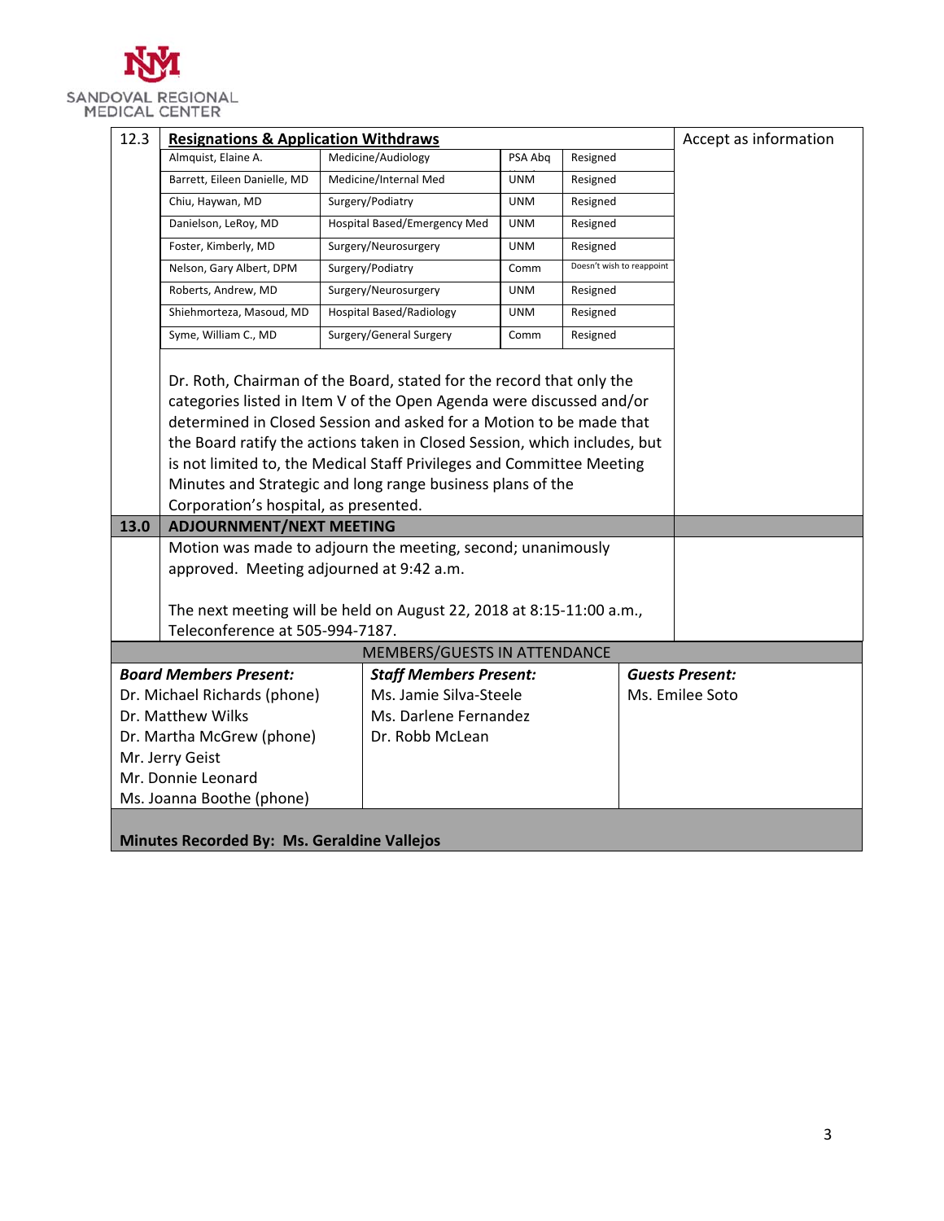SANDOVAL REGIONAL MEDICAL CENTER

| | | | |
|---|---|---|---|
| 12.3 | **Resignations & Application Withdraws** | | Accept as information |

| Name | Department | Affiliation | Status |
|---|---|---|---|
| Almquist, Elaine A. | Medicine/Audiology | PSA Abq | Resigned |
| Barrett, Eileen Danielle, MD | Medicine/Internal Med | UNM | Resigned |
| Chiu, Haywan, MD | Surgery/Podiatry | UNM | Resigned |
| Danielson, LeRoy, MD | Hospital Based/Emergency Med | UNM | Resigned |
| Foster, Kimberly, MD | Surgery/Neurosurgery | UNM | Resigned |
| Nelson, Gary Albert, DPM | Surgery/Podiatry | Comm | Doesn't wish to reappoint |
| Roberts, Andrew, MD | Surgery/Neurosurgery | UNM | Resigned |
| Shiehmorteza, Masoud, MD | Hospital Based/Radiology | UNM | Resigned |
| Syme, William C., MD | Surgery/General Surgery | Comm | Resigned |

Dr. Roth, Chairman of the Board, stated for the record that only the categories listed in Item V of the Open Agenda were discussed and/or determined in Closed Session and asked for a Motion to be made that the Board ratify the actions taken in Closed Session, which includes, but is not limited to, the Medical Staff Privileges and Committee Meeting Minutes and Strategic and long range business plans of the Corporation's hospital, as presented.

**13.0 ADJOURNMENT/NEXT MEETING**

Motion was made to adjourn the meeting, second; unanimously approved. Meeting adjourned at 9:42 a.m.

The next meeting will be held on August 22, 2018 at 8:15-11:00 a.m., Teleconference at 505-994-7187.

**MEMBERS/GUESTS IN ATTENDANCE**

| ***Board Members Present:*** | ***Staff Members Present:*** | ***Guests Present:*** |
|---|---|---|
| Dr. Michael Richards (phone) | Ms. Jamie Silva-Steele | Ms. Emilee Soto |
| Dr. Matthew Wilks | Ms. Darlene Fernandez | |
| Dr. Martha McGrew (phone) | Dr. Robb McLean | |
| Mr. Jerry Geist | | |
| Mr. Donnie Leonard | | |
| Ms. Joanna Boothe (phone) | | |

**Minutes Recorded By: Ms. Geraldine Vallejos**